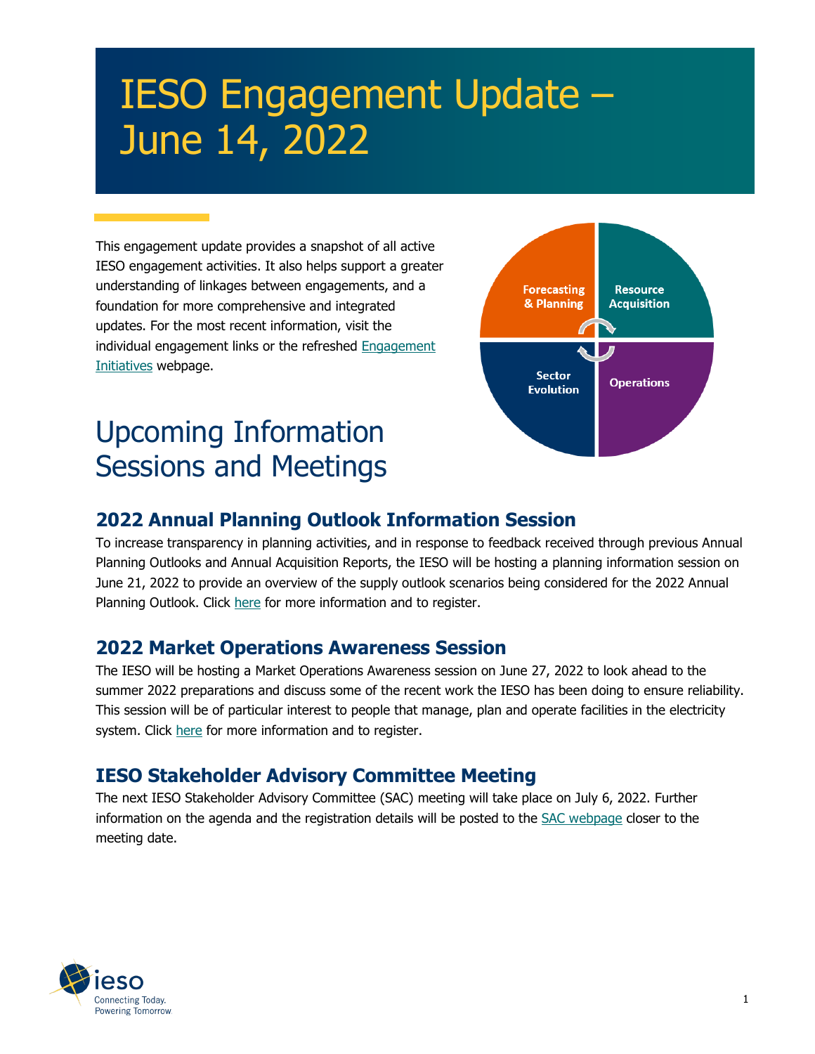# IESO Engagement Update – June 14, 2022

This engagement update provides a snapshot of all active IESO engagement activities. It also helps support a greater understanding of linkages between engagements, and a foundation for more comprehensive and integrated updates. For the most recent information, visit the individual engagement links or the refreshed Engagement Initiatives webpage.

Forecasting & Planning
Resource Acquisition
Sector Evolution
Operations

# Upcoming Information Sessions and Meetings

## 2022 Annual Planning Outlook Information Session

To increase transparency in planning activities, and in response to feedback received through previous Annual Planning Outlooks and Annual Acquisition Reports, the IESO will be hosting a planning information session on June 21, 2022 to provide an overview of the supply outlook scenarios being considered for the 2022 Annual Planning Outlook. Click here for more information and to register.

## 2022 Market Operations Awareness Session

The IESO will be hosting a Market Operations Awareness session on June 27, 2022 to look ahead to the summer 2022 preparations and discuss some of the recent work the IESO has been doing to ensure reliability. This session will be of particular interest to people that manage, plan and operate facilities in the electricity system. Click here for more information and to register.

## IESO Stakeholder Advisory Committee Meeting

The next IESO Stakeholder Advisory Committee (SAC) meeting will take place on July 6, 2022. Further information on the agenda and the registration details will be posted to the SAC webpage closer to the meeting date.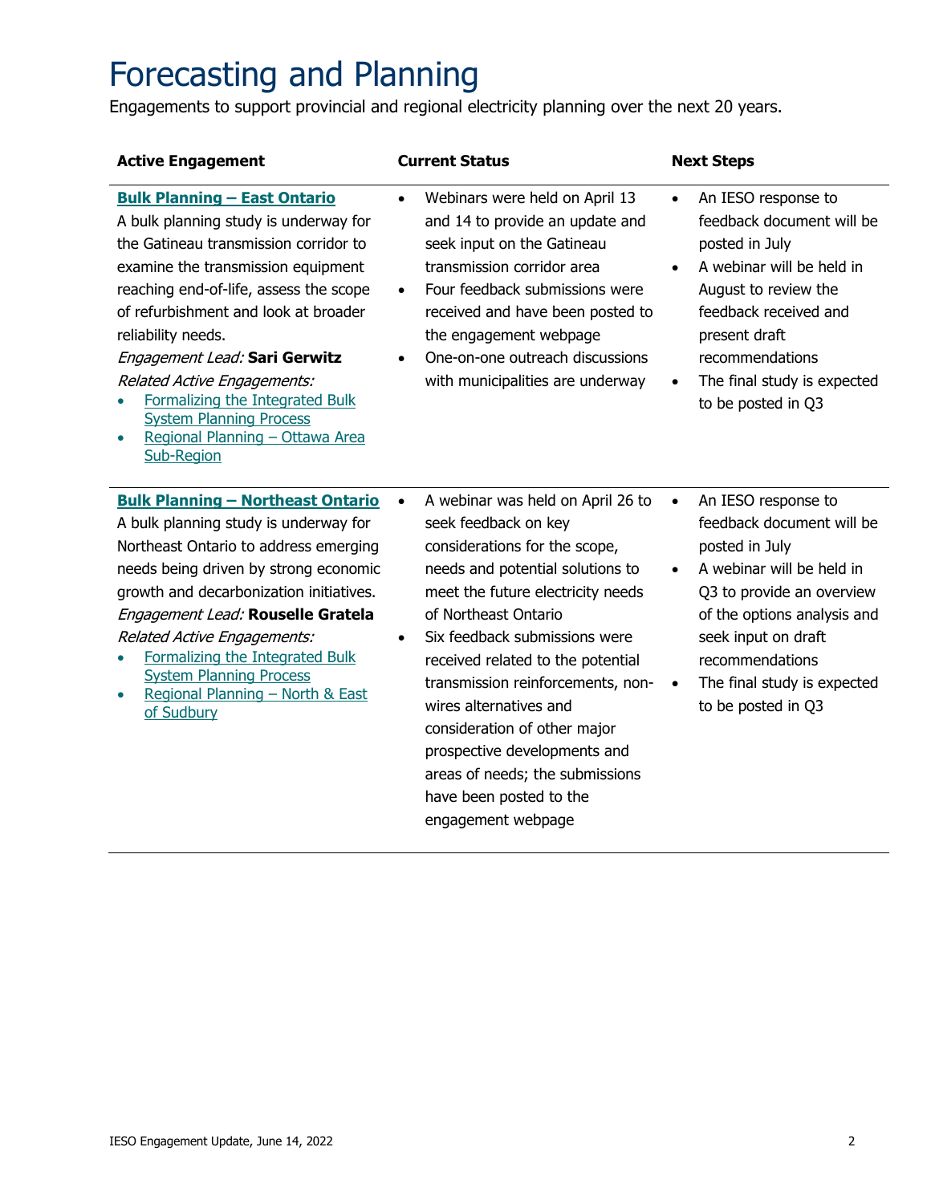# Forecasting and Planning

Engagements to support provincial and regional electricity planning over the next 20 years.

| Active Engagement | Current Status | Next Steps |
| --- | --- | --- |
| **Bulk Planning – East Ontario**<br>A bulk planning study is underway for the Gatineau transmission corridor to examine the transmission equipment reaching end-of-life, assess the scope of refurbishment and look at broader reliability needs.<br>*Engagement Lead:* **Sari Gerwitz**<br>*Related Active Engagements:*<br>• Formalizing the Integrated Bulk System Planning Process<br>• Regional Planning – Ottawa Area Sub-Region | • Webinars were held on April 13 and 14 to provide an update and seek input on the Gatineau transmission corridor area<br>• Four feedback submissions were received and have been posted to the engagement webpage<br>• One-on-one outreach discussions with municipalities are underway | • An IESO response to feedback document will be posted in July<br>• A webinar will be held in August to review the feedback received and present draft recommendations<br>• The final study is expected to be posted in Q3 |
| **Bulk Planning – Northeast Ontario**<br>A bulk planning study is underway for Northeast Ontario to address emerging needs being driven by strong economic growth and decarbonization initiatives.<br>*Engagement Lead:* **Rouselle Gratela**<br>*Related Active Engagements:*<br>• Formalizing the Integrated Bulk System Planning Process<br>• Regional Planning – North & East of Sudbury | • A webinar was held on April 26 to seek feedback on key considerations for the scope, needs and potential solutions to meet the future electricity needs of Northeast Ontario<br>• Six feedback submissions were received related to the potential transmission reinforcements, non-wires alternatives and consideration of other major prospective developments and areas of needs; the submissions have been posted to the engagement webpage | • An IESO response to feedback document will be posted in July<br>• A webinar will be held in Q3 to provide an overview of the options analysis and seek input on draft recommendations<br>• The final study is expected to be posted in Q3 |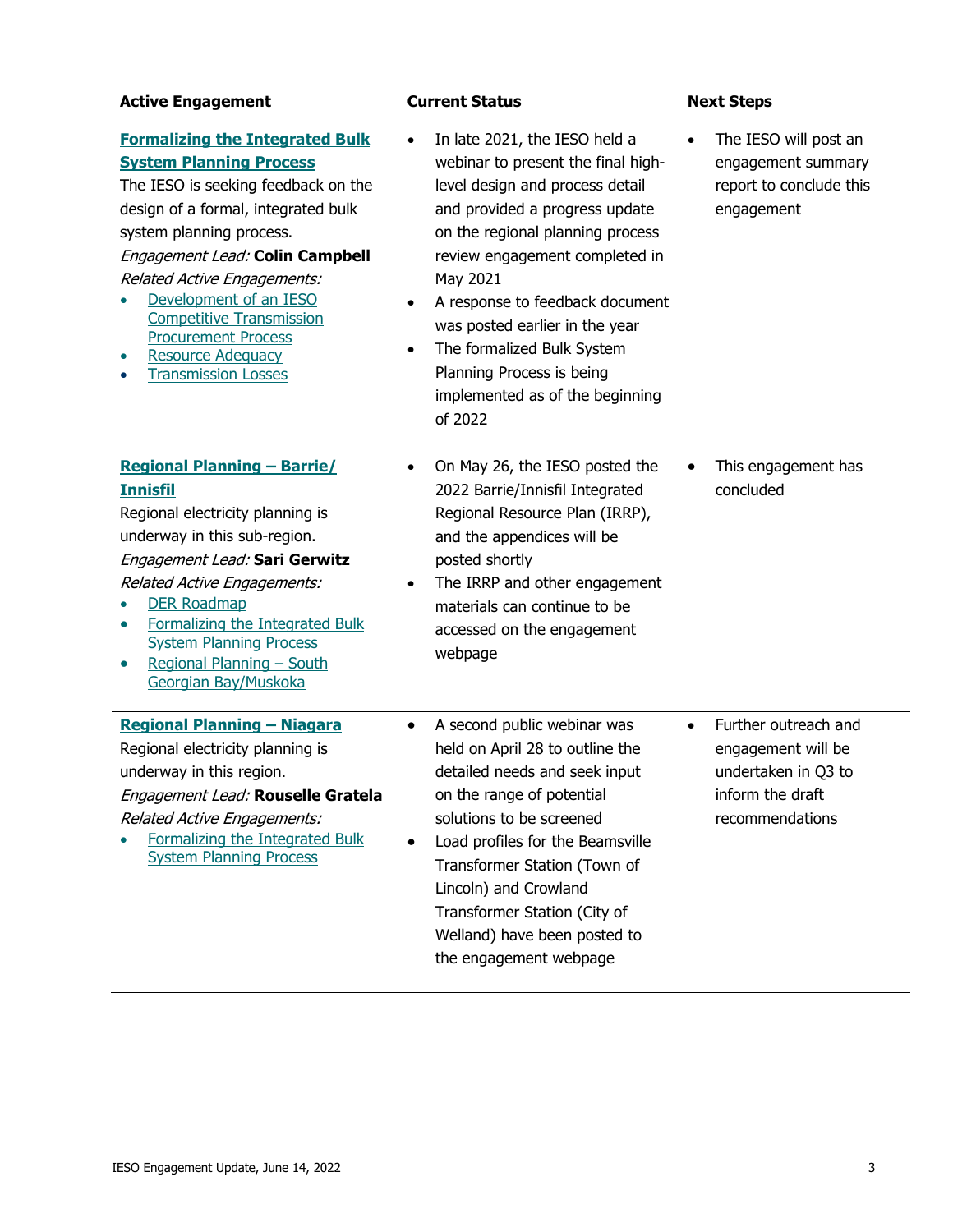| Active Engagement | Current Status | Next Steps |
|---|---|---|
| **Formalizing the Integrated Bulk System Planning Process**<br>The IESO is seeking feedback on the design of a formal, integrated bulk system planning process.<br>*Engagement Lead:* **Colin Campbell**<br>*Related Active Engagements:*<br>• Development of an IESO Competitive Transmission Procurement Process<br>• Resource Adequacy<br>• Transmission Losses | • In late 2021, the IESO held a webinar to present the final high-level design and process detail and provided a progress update on the regional planning process review engagement completed in May 2021<br>• A response to feedback document was posted earlier in the year<br>• The formalized Bulk System Planning Process is being implemented as of the beginning of 2022 | • The IESO will post an engagement summary report to conclude this engagement |
| **Regional Planning – Barrie/ Innisfil**<br>Regional electricity planning is underway in this sub-region.<br>*Engagement Lead:* **Sari Gerwitz**<br>*Related Active Engagements:*<br>• DER Roadmap<br>• Formalizing the Integrated Bulk System Planning Process<br>• Regional Planning – South Georgian Bay/Muskoka | • On May 26, the IESO posted the 2022 Barrie/Innisfil Integrated Regional Resource Plan (IRRP), and the appendices will be posted shortly<br>• The IRRP and other engagement materials can continue to be accessed on the engagement webpage | • This engagement has concluded |
| **Regional Planning – Niagara**<br>Regional electricity planning is underway in this region.<br>*Engagement Lead:* **Rouselle Gratela**<br>*Related Active Engagements:*<br>• Formalizing the Integrated Bulk System Planning Process | • A second public webinar was held on April 28 to outline the detailed needs and seek input on the range of potential solutions to be screened<br>• Load profiles for the Beamsville Transformer Station (Town of Lincoln) and Crowland Transformer Station (City of Welland) have been posted to the engagement webpage | • Further outreach and engagement will be undertaken in Q3 to inform the draft recommendations |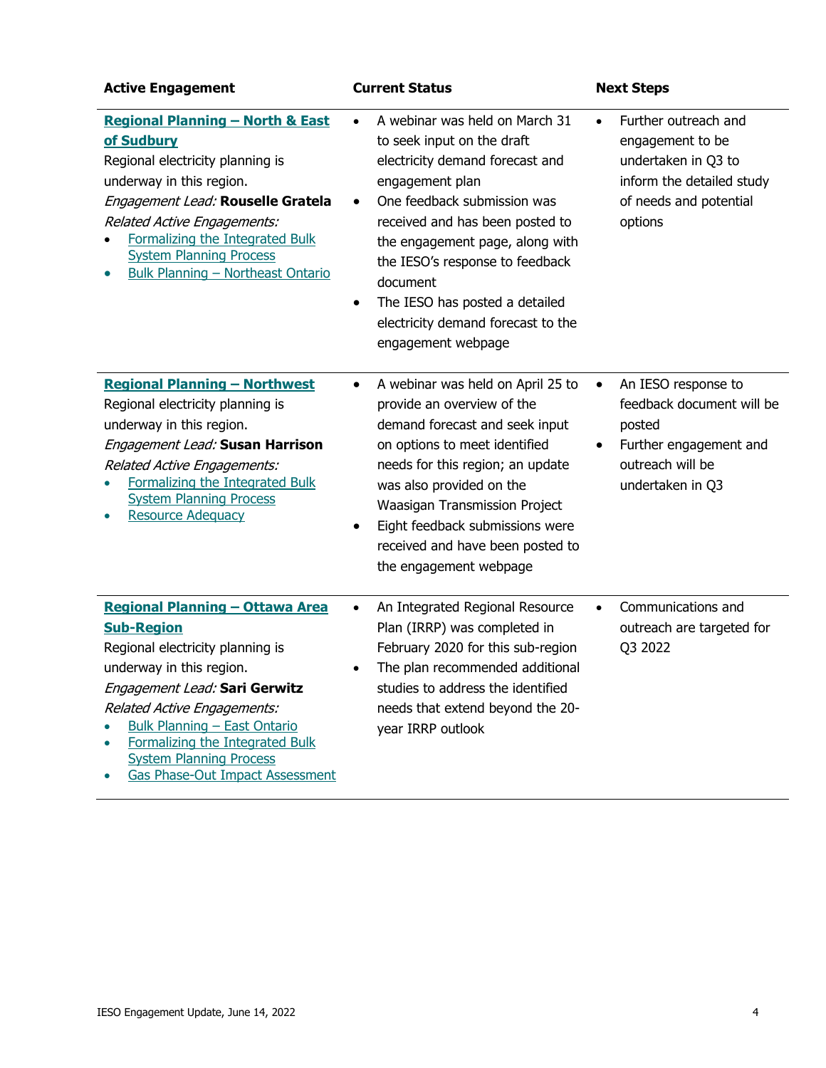| Active Engagement | Current Status | Next Steps |
|---|---|---|
| **Regional Planning – North & East of Sudbury**<br>Regional electricity planning is underway in this region.<br>*Engagement Lead:* **Rouselle Gratela**<br>*Related Active Engagements:*<br>• Formalizing the Integrated Bulk System Planning Process<br>• Bulk Planning – Northeast Ontario | • A webinar was held on March 31 to seek input on the draft electricity demand forecast and engagement plan<br>• One feedback submission was received and has been posted to the engagement page, along with the IESO's response to feedback document<br>• The IESO has posted a detailed electricity demand forecast to the engagement webpage | • Further outreach and engagement to be undertaken in Q3 to inform the detailed study of needs and potential options |
| **Regional Planning – Northwest**<br>Regional electricity planning is underway in this region.<br>*Engagement Lead:* **Susan Harrison**<br>*Related Active Engagements:*<br>• Formalizing the Integrated Bulk System Planning Process<br>• Resource Adequacy | • A webinar was held on April 25 to provide an overview of the demand forecast and seek input on options to meet identified needs for this region; an update was also provided on the Waasigan Transmission Project<br>• Eight feedback submissions were received and have been posted to the engagement webpage | • An IESO response to feedback document will be posted<br>• Further engagement and outreach will be undertaken in Q3 |
| **Regional Planning – Ottawa Area Sub-Region**<br>Regional electricity planning is underway in this region.<br>*Engagement Lead:* **Sari Gerwitz**<br>*Related Active Engagements:*<br>• Bulk Planning – East Ontario<br>• Formalizing the Integrated Bulk System Planning Process<br>• Gas Phase-Out Impact Assessment | • An Integrated Regional Resource Plan (IRRP) was completed in February 2020 for this sub-region<br>• The plan recommended additional studies to address the identified needs that extend beyond the 20-year IRRP outlook | • Communications and outreach are targeted for Q3 2022 |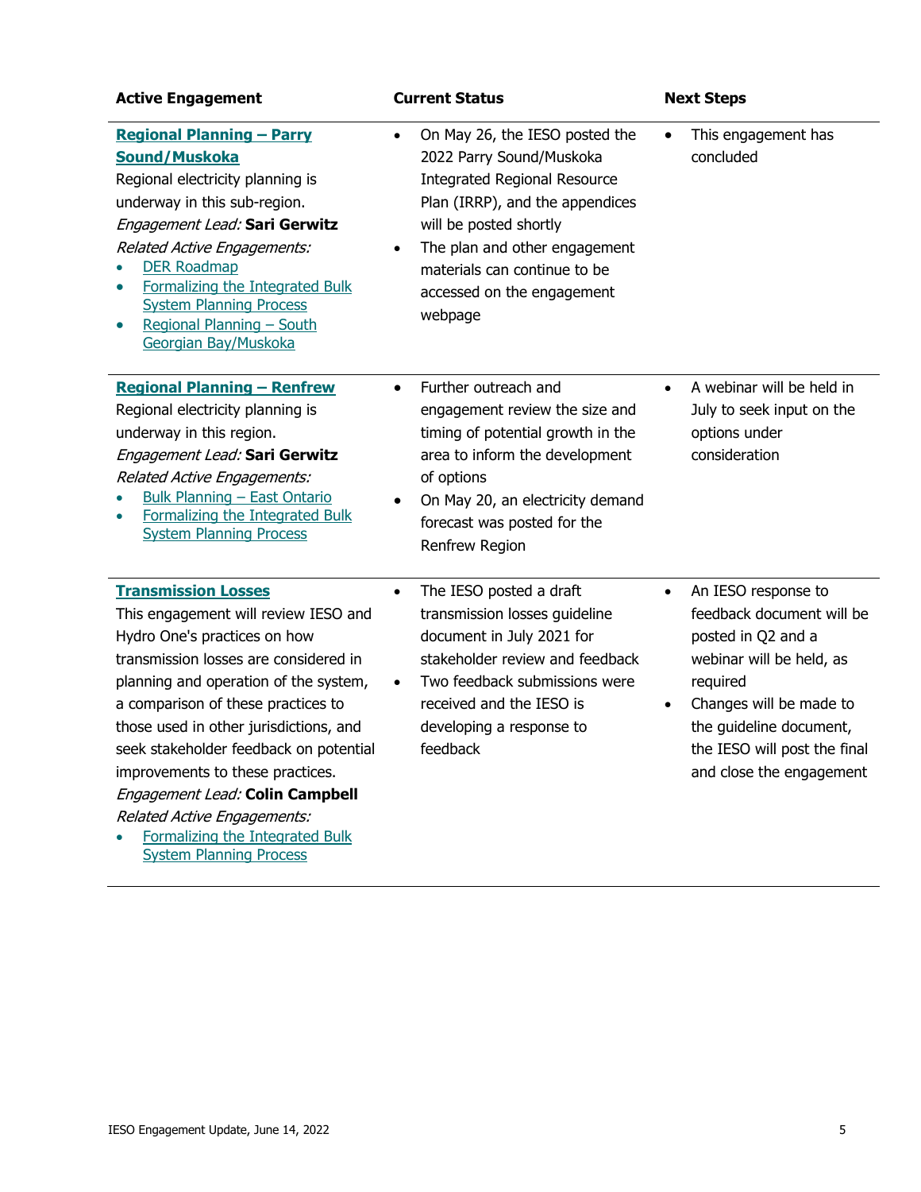| Active Engagement | Current Status | Next Steps |
|---|---|---|
| **Regional Planning – Parry Sound/Muskoka**<br>Regional electricity planning is underway in this sub-region.<br>*Engagement Lead:* **Sari Gerwitz**<br>*Related Active Engagements:*<br>• DER Roadmap<br>• Formalizing the Integrated Bulk System Planning Process<br>• Regional Planning – South Georgian Bay/Muskoka | • On May 26, the IESO posted the 2022 Parry Sound/Muskoka Integrated Regional Resource Plan (IRRP), and the appendices will be posted shortly<br>• The plan and other engagement materials can continue to be accessed on the engagement webpage | • This engagement has concluded |
| **Regional Planning – Renfrew**<br>Regional electricity planning is underway in this region.<br>*Engagement Lead:* **Sari Gerwitz**<br>*Related Active Engagements:*<br>• Bulk Planning – East Ontario<br>• Formalizing the Integrated Bulk System Planning Process | • Further outreach and engagement review the size and timing of potential growth in the area to inform the development of options<br>• On May 20, an electricity demand forecast was posted for the Renfrew Region | • A webinar will be held in July to seek input on the options under consideration |
| **Transmission Losses**<br>This engagement will review IESO and Hydro One's practices on how transmission losses are considered in planning and operation of the system, a comparison of these practices to those used in other jurisdictions, and seek stakeholder feedback on potential improvements to these practices.<br>*Engagement Lead:* **Colin Campbell**<br>*Related Active Engagements:*<br>• Formalizing the Integrated Bulk System Planning Process | • The IESO posted a draft transmission losses guideline document in July 2021 for stakeholder review and feedback<br>• Two feedback submissions were received and the IESO is developing a response to feedback | • An IESO response to feedback document will be posted in Q2 and a webinar will be held, as required<br>• Changes will be made to the guideline document, the IESO will post the final and close the engagement |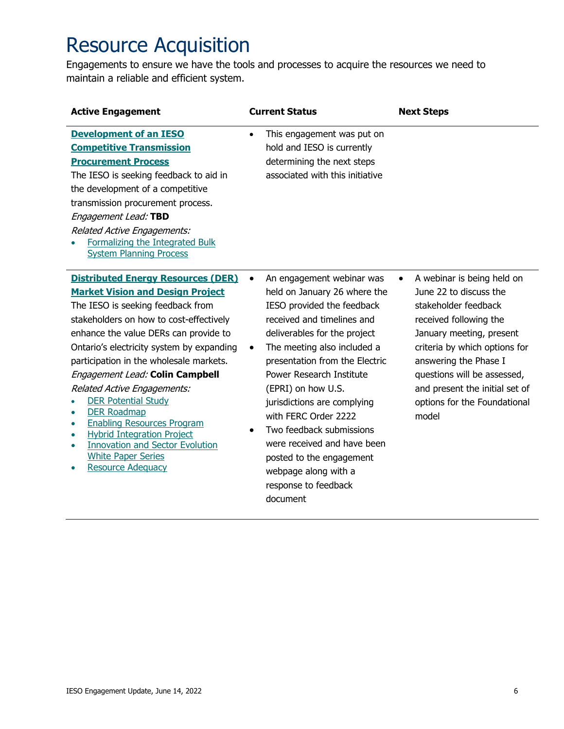# Resource Acquisition

Engagements to ensure we have the tools and processes to acquire the resources we need to maintain a reliable and efficient system.

| Active Engagement | Current Status | Next Steps |
|---|---|---|
| **Development of an IESO Competitive Transmission Procurement Process**<br>The IESO is seeking feedback to aid in the development of a competitive transmission procurement process.<br>*Engagement Lead:* **TBD**<br>*Related Active Engagements:*<br>• Formalizing the Integrated Bulk System Planning Process | • This engagement was put on hold and IESO is currently determining the next steps associated with this initiative | |
| **Distributed Energy Resources (DER) Market Vision and Design Project**<br>The IESO is seeking feedback from stakeholders on how to cost-effectively enhance the value DERs can provide to Ontario's electricity system by expanding participation in the wholesale markets.<br>*Engagement Lead:* **Colin Campbell**<br>*Related Active Engagements:*<br>• DER Potential Study<br>• DER Roadmap<br>• Enabling Resources Program<br>• Hybrid Integration Project<br>• Innovation and Sector Evolution White Paper Series<br>• Resource Adequacy | • An engagement webinar was held on January 26 where the IESO provided the feedback received and timelines and deliverables for the project<br>• The meeting also included a presentation from the Electric Power Research Institute (EPRI) on how U.S. jurisdictions are complying with FERC Order 2222<br>• Two feedback submissions were received and have been posted to the engagement webpage along with a response to feedback document | • A webinar is being held on June 22 to discuss the stakeholder feedback received following the January meeting, present criteria by which options for answering the Phase I questions will be assessed, and present the initial set of options for the Foundational model |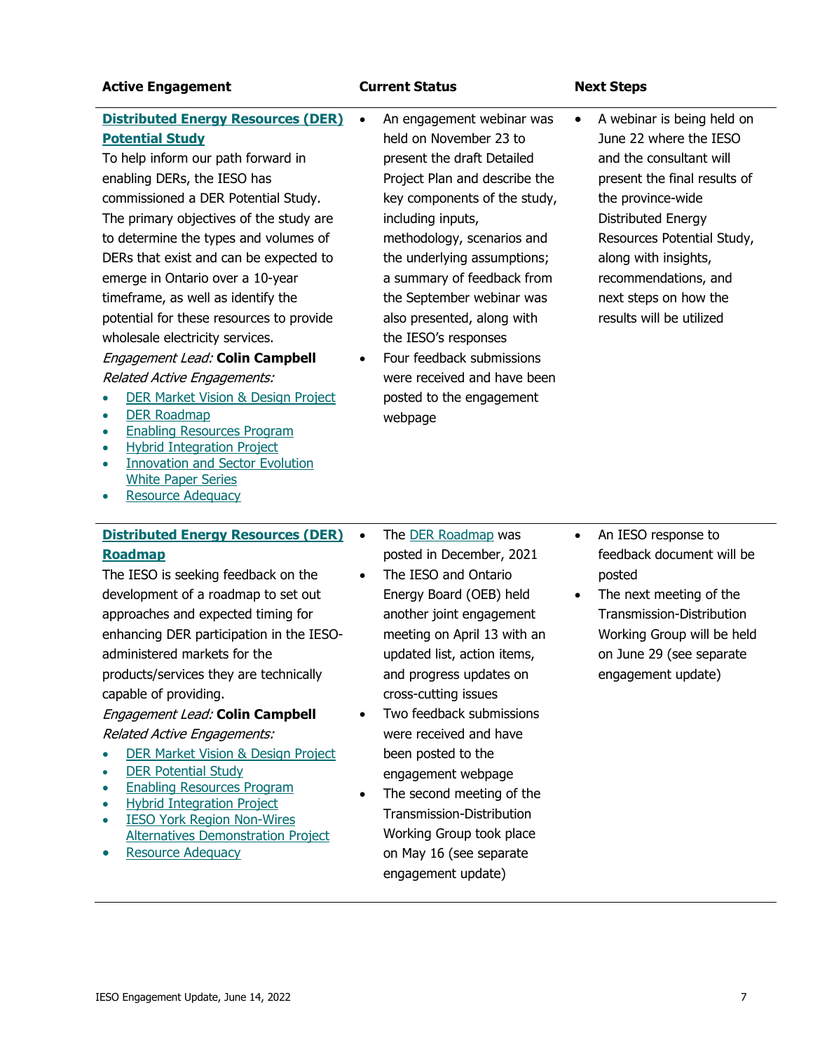| Active Engagement | Current Status | Next Steps |
|---|---|---|
| **Distributed Energy Resources (DER) Potential Study**<br>To help inform our path forward in enabling DERs, the IESO has commissioned a DER Potential Study. The primary objectives of the study are to determine the types and volumes of DERs that exist and can be expected to emerge in Ontario over a 10-year timeframe, as well as identify the potential for these resources to provide wholesale electricity services.<br>*Engagement Lead:* **Colin Campbell**<br>*Related Active Engagements:*<br>• DER Market Vision & Design Project<br>• DER Roadmap<br>• Enabling Resources Program<br>• Hybrid Integration Project<br>• Innovation and Sector Evolution White Paper Series<br>• Resource Adequacy | • An engagement webinar was held on November 23 to present the draft Detailed Project Plan and describe the key components of the study, including inputs, methodology, scenarios and the underlying assumptions; a summary of feedback from the September webinar was also presented, along with the IESO's responses<br>• Four feedback submissions were received and have been posted to the engagement webpage | • A webinar is being held on June 22 where the IESO and the consultant will present the final results of the province-wide Distributed Energy Resources Potential Study, along with insights, recommendations, and next steps on how the results will be utilized |
| **Distributed Energy Resources (DER) Roadmap**<br>The IESO is seeking feedback on the development of a roadmap to set out approaches and expected timing for enhancing DER participation in the IESO-administered markets for the products/services they are technically capable of providing.<br>*Engagement Lead:* **Colin Campbell**<br>*Related Active Engagements:*<br>• DER Market Vision & Design Project<br>• DER Potential Study<br>• Enabling Resources Program<br>• Hybrid Integration Project<br>• IESO York Region Non-Wires Alternatives Demonstration Project<br>• Resource Adequacy | • The DER Roadmap was posted in December, 2021<br>• The IESO and Ontario Energy Board (OEB) held another joint engagement meeting on April 13 with an updated list, action items, and progress updates on cross-cutting issues<br>• Two feedback submissions were received and have been posted to the engagement webpage<br>• The second meeting of the Transmission-Distribution Working Group took place on May 16 (see separate engagement update) | • An IESO response to feedback document will be posted<br>• The next meeting of the Transmission-Distribution Working Group will be held on June 29 (see separate engagement update) |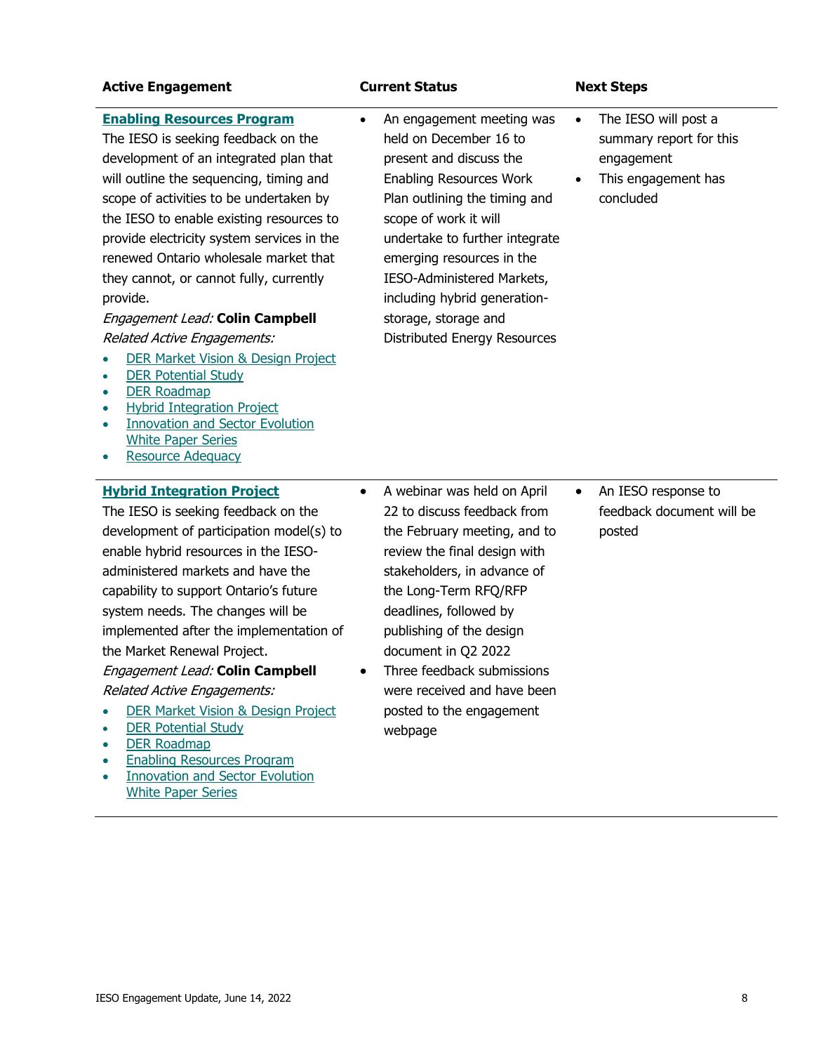| Active Engagement | Current Status | Next Steps |
|---|---|---|
| **Enabling Resources Program**<br>The IESO is seeking feedback on the development of an integrated plan that will outline the sequencing, timing and scope of activities to be undertaken by the IESO to enable existing resources to provide electricity system services in the renewed Ontario wholesale market that they cannot, or cannot fully, currently provide.<br>*Engagement Lead:* **Colin Campbell**<br>*Related Active Engagements:*<br>• DER Market Vision & Design Project<br>• DER Potential Study<br>• DER Roadmap<br>• Hybrid Integration Project<br>• Innovation and Sector Evolution White Paper Series<br>• Resource Adequacy | • An engagement meeting was held on December 16 to present and discuss the Enabling Resources Work Plan outlining the timing and scope of work it will undertake to further integrate emerging resources in the IESO-Administered Markets, including hybrid generation-storage, storage and Distributed Energy Resources | • The IESO will post a summary report for this engagement<br>• This engagement has concluded |
| **Hybrid Integration Project**<br>The IESO is seeking feedback on the development of participation model(s) to enable hybrid resources in the IESO-administered markets and have the capability to support Ontario's future system needs. The changes will be implemented after the implementation of the Market Renewal Project.<br>*Engagement Lead:* **Colin Campbell**<br>*Related Active Engagements:*<br>• DER Market Vision & Design Project<br>• DER Potential Study<br>• DER Roadmap<br>• Enabling Resources Program<br>• Innovation and Sector Evolution White Paper Series | • A webinar was held on April 22 to discuss feedback from the February meeting, and to review the final design with stakeholders, in advance of the Long-Term RFQ/RFP deadlines, followed by publishing of the design document in Q2 2022<br>• Three feedback submissions were received and have been posted to the engagement webpage | • An IESO response to feedback document will be posted |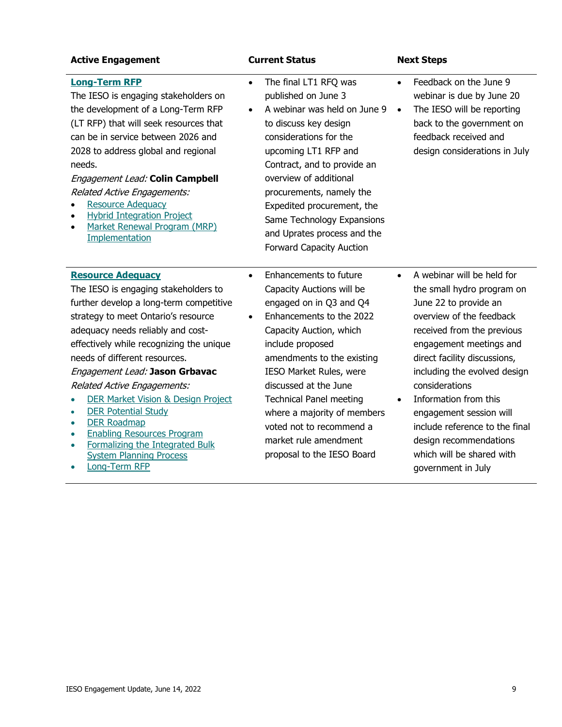| Active Engagement | Current Status | Next Steps |
| --- | --- | --- |
| **Long-Term RFP**<br>The IESO is engaging stakeholders on the development of a Long-Term RFP (LT RFP) that will seek resources that can be in service between 2026 and 2028 to address global and regional needs.<br>*Engagement Lead:* **Colin Campbell**<br>*Related Active Engagements:*<br>• Resource Adequacy<br>• Hybrid Integration Project<br>• Market Renewal Program (MRP) Implementation | • The final LT1 RFQ was published on June 3<br>• A webinar was held on June 9 to discuss key design considerations for the upcoming LT1 RFP and Contract, and to provide an overview of additional procurements, namely the Expedited procurement, the Same Technology Expansions and Uprates process and the Forward Capacity Auction | • Feedback on the June 9 webinar is due by June 20<br>• The IESO will be reporting back to the government on feedback received and design considerations in July |
| **Resource Adequacy**<br>The IESO is engaging stakeholders to further develop a long-term competitive strategy to meet Ontario's resource adequacy needs reliably and cost-effectively while recognizing the unique needs of different resources.<br>*Engagement Lead:* **Jason Grbavac**<br>*Related Active Engagements:*<br>• DER Market Vision & Design Project<br>• DER Potential Study<br>• DER Roadmap<br>• Enabling Resources Program<br>• Formalizing the Integrated Bulk System Planning Process<br>• Long-Term RFP | • Enhancements to future Capacity Auctions will be engaged on in Q3 and Q4<br>• Enhancements to the 2022 Capacity Auction, which include proposed amendments to the existing IESO Market Rules, were discussed at the June Technical Panel meeting where a majority of members voted not to recommend a market rule amendment proposal to the IESO Board | • A webinar will be held for the small hydro program on June 22 to provide an overview of the feedback received from the previous engagement meetings and direct facility discussions, including the evolved design considerations<br>• Information from this engagement session will include reference to the final design recommendations which will be shared with government in July |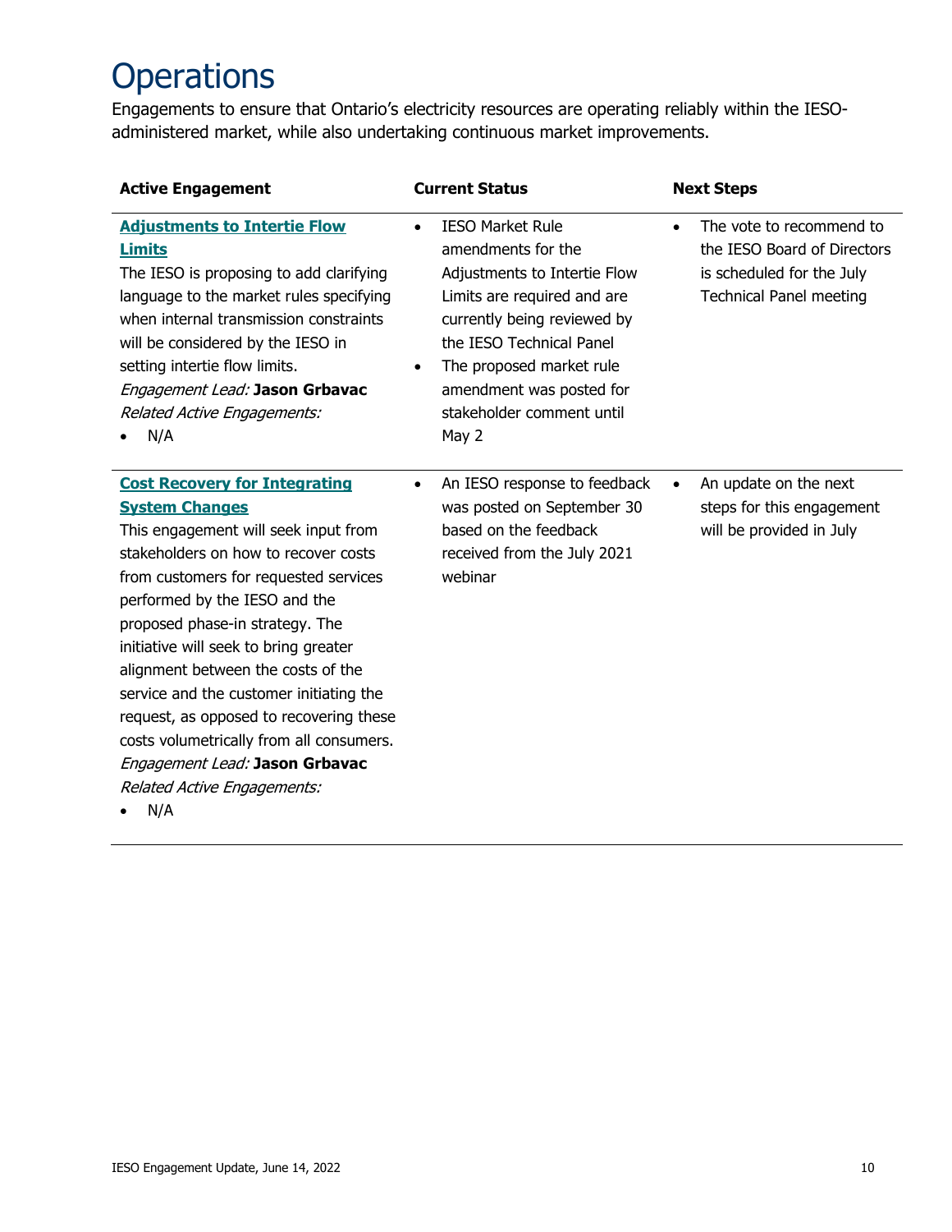# Operations

Engagements to ensure that Ontario's electricity resources are operating reliably within the IESO-administered market, while also undertaking continuous market improvements.

| Active Engagement | Current Status | Next Steps |
|---|---|---|
| **Adjustments to Intertie Flow Limits**<br>The IESO is proposing to add clarifying language to the market rules specifying when internal transmission constraints will be considered by the IESO in setting intertie flow limits.<br>*Engagement Lead:* **Jason Grbavac**<br>*Related Active Engagements:*<br>• N/A | • IESO Market Rule amendments for the Adjustments to Intertie Flow Limits are required and are currently being reviewed by the IESO Technical Panel<br>• The proposed market rule amendment was posted for stakeholder comment until May 2 | • The vote to recommend to the IESO Board of Directors is scheduled for the July Technical Panel meeting |
| **Cost Recovery for Integrating System Changes**<br>This engagement will seek input from stakeholders on how to recover costs from customers for requested services performed by the IESO and the proposed phase-in strategy. The initiative will seek to bring greater alignment between the costs of the service and the customer initiating the request, as opposed to recovering these costs volumetrically from all consumers.<br>*Engagement Lead:* **Jason Grbavac**<br>*Related Active Engagements:*<br>• N/A | • An IESO response to feedback was posted on September 30 based on the feedback received from the July 2021 webinar | • An update on the next steps for this engagement will be provided in July |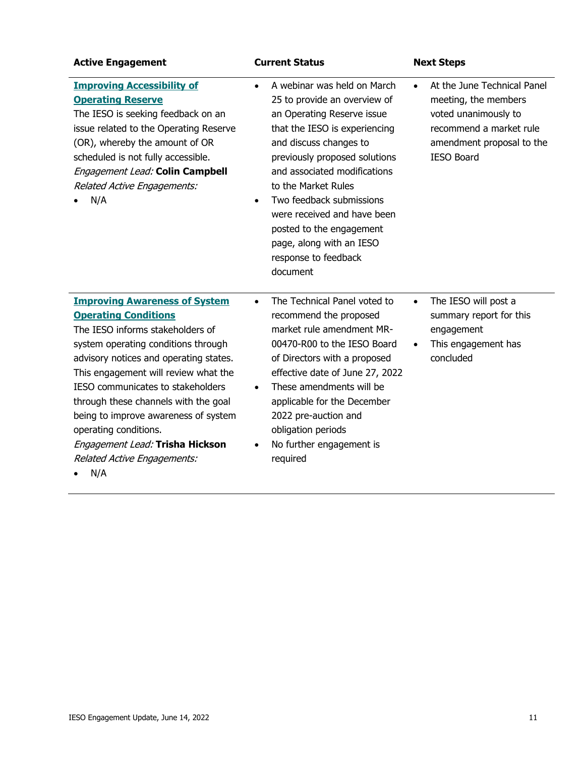| Active Engagement | Current Status | Next Steps |
|---|---|---|
| **Improving Accessibility of Operating Reserve**<br>The IESO is seeking feedback on an issue related to the Operating Reserve (OR), whereby the amount of OR scheduled is not fully accessible.<br>*Engagement Lead:* **Colin Campbell**<br>*Related Active Engagements:*<br>• N/A | • A webinar was held on March 25 to provide an overview of an Operating Reserve issue that the IESO is experiencing and discuss changes to previously proposed solutions and associated modifications to the Market Rules<br>• Two feedback submissions were received and have been posted to the engagement page, along with an IESO response to feedback document | • At the June Technical Panel meeting, the members voted unanimously to recommend a market rule amendment proposal to the IESO Board |
| **Improving Awareness of System Operating Conditions**<br>The IESO informs stakeholders of system operating conditions through advisory notices and operating states. This engagement will review what the IESO communicates to stakeholders through these channels with the goal being to improve awareness of system operating conditions.<br>*Engagement Lead:* **Trisha Hickson**<br>*Related Active Engagements:*<br>• N/A | • The Technical Panel voted to recommend the proposed market rule amendment MR-00470-R00 to the IESO Board of Directors with a proposed effective date of June 27, 2022<br>• These amendments will be applicable for the December 2022 pre-auction and obligation periods<br>• No further engagement is required | • The IESO will post a summary report for this engagement<br>• This engagement has concluded |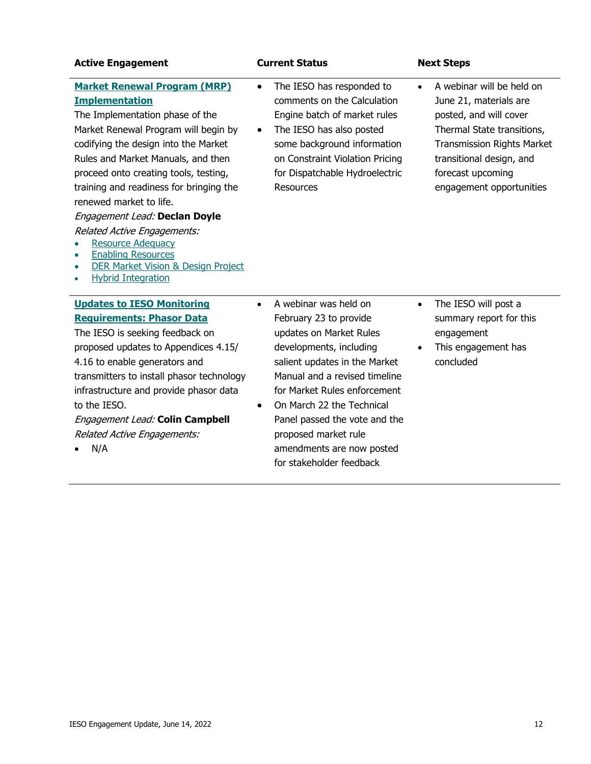| Active Engagement | Current Status | Next Steps |
|---|---|---|
| **Market Renewal Program (MRP) Implementation**<br>The Implementation phase of the Market Renewal Program will begin by codifying the design into the Market Rules and Market Manuals, and then proceed onto creating tools, testing, training and readiness for bringing the renewed market to life.<br>*Engagement Lead:* **Declan Doyle**<br>*Related Active Engagements:*<br>• Resource Adequacy<br>• Enabling Resources<br>• DER Market Vision & Design Project<br>• Hybrid Integration | • The IESO has responded to comments on the Calculation Engine batch of market rules<br>• The IESO has also posted some background information on Constraint Violation Pricing for Dispatchable Hydroelectric Resources | • A webinar will be held on June 21, materials are posted, and will cover Thermal State transitions, Transmission Rights Market transitional design, and forecast upcoming engagement opportunities |
| **Updates to IESO Monitoring Requirements: Phasor Data**<br>The IESO is seeking feedback on proposed updates to Appendices 4.15/ 4.16 to enable generators and transmitters to install phasor technology infrastructure and provide phasor data to the IESO.<br>*Engagement Lead:* **Colin Campbell**<br>*Related Active Engagements:*<br>• N/A | • A webinar was held on February 23 to provide updates on Market Rules developments, including salient updates in the Market Manual and a revised timeline for Market Rules enforcement<br>• On March 22 the Technical Panel passed the vote and the proposed market rule amendments are now posted for stakeholder feedback | • The IESO will post a summary report for this engagement<br>• This engagement has concluded |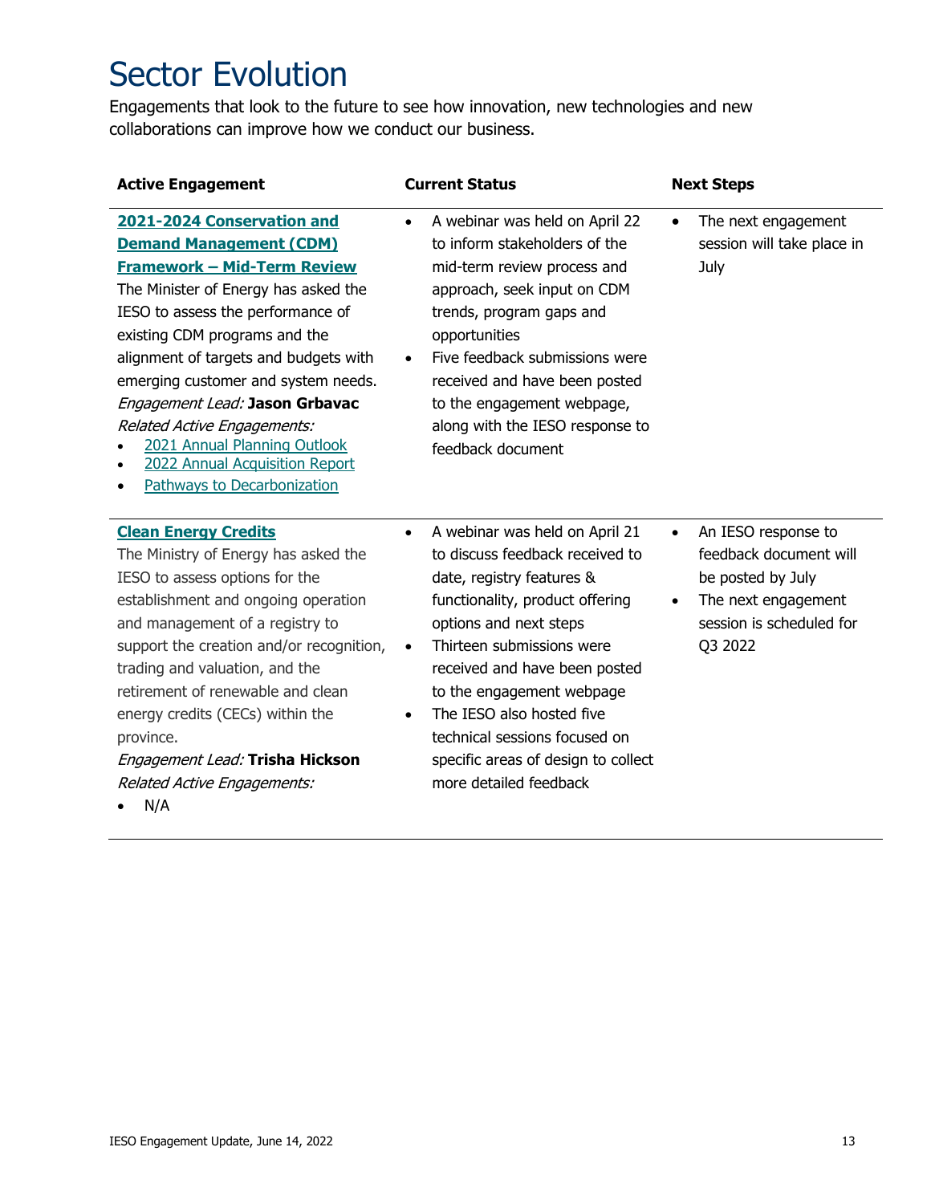# Sector Evolution

Engagements that look to the future to see how innovation, new technologies and new collaborations can improve how we conduct our business.

| Active Engagement | Current Status | Next Steps |
|---|---|---|
| **2021-2024 Conservation and Demand Management (CDM) Framework – Mid-Term Review**<br>The Minister of Energy has asked the IESO to assess the performance of existing CDM programs and the alignment of targets and budgets with emerging customer and system needs.<br>*Engagement Lead:* **Jason Grbavac**<br>*Related Active Engagements:*<br>• 2021 Annual Planning Outlook<br>• 2022 Annual Acquisition Report<br>• Pathways to Decarbonization | • A webinar was held on April 22 to inform stakeholders of the mid-term review process and approach, seek input on CDM trends, program gaps and opportunities<br>• Five feedback submissions were received and have been posted to the engagement webpage, along with the IESO response to feedback document | • The next engagement session will take place in July |
| **Clean Energy Credits**<br>The Ministry of Energy has asked the IESO to assess options for the establishment and ongoing operation and management of a registry to support the creation and/or recognition, trading and valuation, and the retirement of renewable and clean energy credits (CECs) within the province.<br>*Engagement Lead:* **Trisha Hickson**<br>*Related Active Engagements:*<br>• N/A | • A webinar was held on April 21 to discuss feedback received to date, registry features & functionality, product offering options and next steps<br>• Thirteen submissions were received and have been posted to the engagement webpage<br>• The IESO also hosted five technical sessions focused on specific areas of design to collect more detailed feedback | • An IESO response to feedback document will be posted by July<br>• The next engagement session is scheduled for Q3 2022 |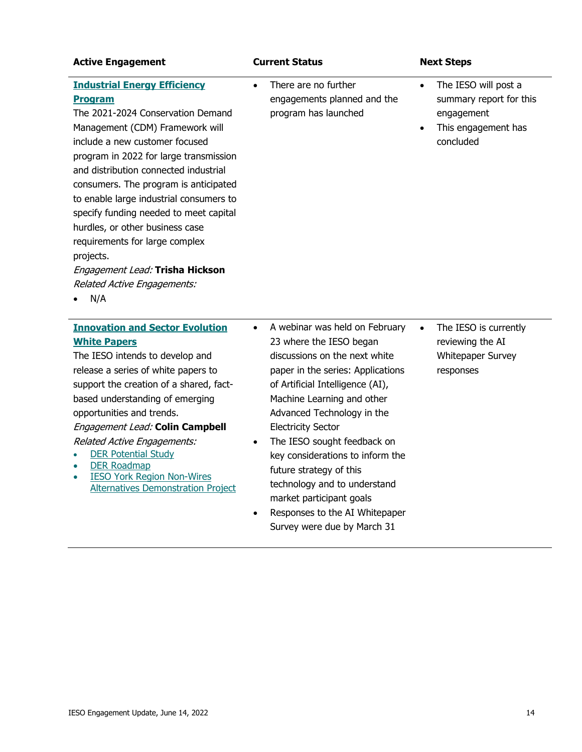| Active Engagement | Current Status | Next Steps |
|---|---|---|
| **Industrial Energy Efficiency Program**<br>The 2021-2024 Conservation Demand Management (CDM) Framework will include a new customer focused program in 2022 for large transmission and distribution connected industrial consumers. The program is anticipated to enable large industrial consumers to specify funding needed to meet capital hurdles, or other business case requirements for large complex projects.<br>*Engagement Lead:* **Trisha Hickson**<br>*Related Active Engagements:*<br>• N/A | • There are no further engagements planned and the program has launched | • The IESO will post a summary report for this engagement<br>• This engagement has concluded |
| **Innovation and Sector Evolution White Papers**<br>The IESO intends to develop and release a series of white papers to support the creation of a shared, fact-based understanding of emerging opportunities and trends.<br>*Engagement Lead:* **Colin Campbell**<br>*Related Active Engagements:*<br>• DER Potential Study<br>• DER Roadmap<br>• IESO York Region Non-Wires Alternatives Demonstration Project | • A webinar was held on February 23 where the IESO began discussions on the next white paper in the series: Applications of Artificial Intelligence (AI), Machine Learning and other Advanced Technology in the Electricity Sector<br>• The IESO sought feedback on key considerations to inform the future strategy of this technology and to understand market participant goals<br>• Responses to the AI Whitepaper Survey were due by March 31 | • The IESO is currently reviewing the AI Whitepaper Survey responses |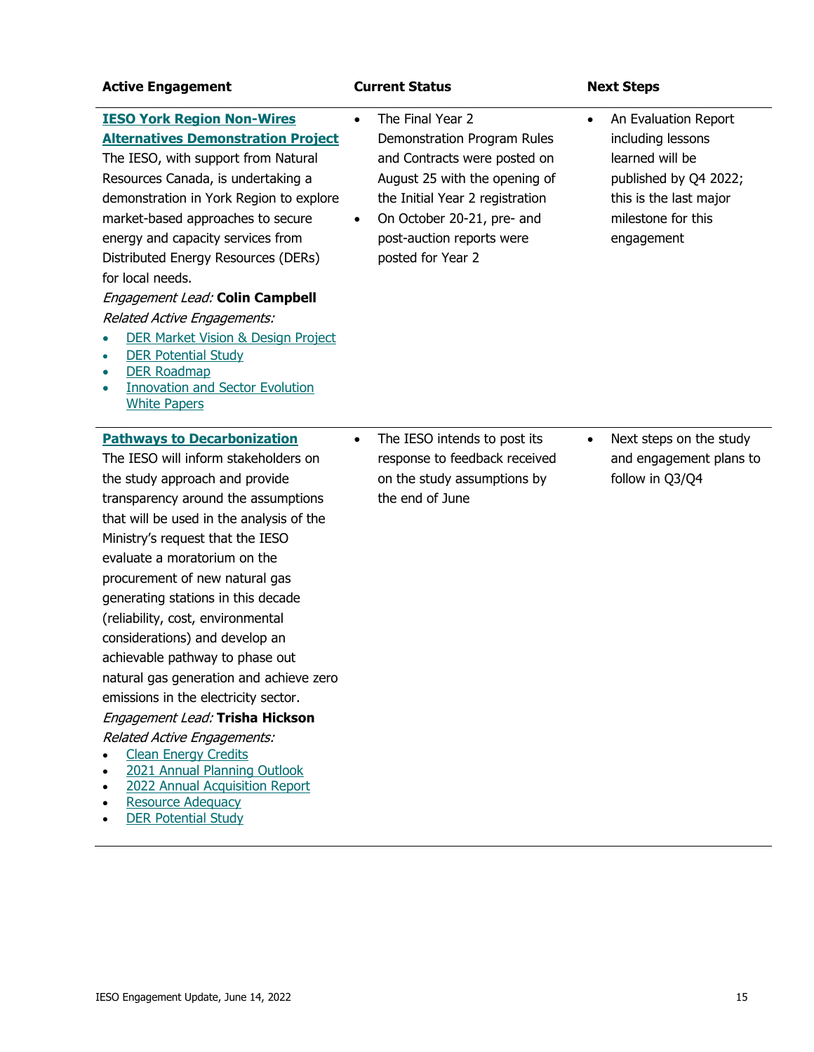| Active Engagement | Current Status | Next Steps |
|---|---|---|
| **IESO York Region Non-Wires Alternatives Demonstration Project** The IESO, with support from Natural Resources Canada, is undertaking a demonstration in York Region to explore market-based approaches to secure energy and capacity services from Distributed Energy Resources (DERs) for local needs. *Engagement Lead:* **Colin Campbell** *Related Active Engagements:* • DER Market Vision & Design Project • DER Potential Study • DER Roadmap • Innovation and Sector Evolution White Papers | • The Final Year 2 Demonstration Program Rules and Contracts were posted on August 25 with the opening of the Initial Year 2 registration • On October 20-21, pre- and post-auction reports were posted for Year 2 | • An Evaluation Report including lessons learned will be published by Q4 2022; this is the last major milestone for this engagement |
| **Pathways to Decarbonization** The IESO will inform stakeholders on the study approach and provide transparency around the assumptions that will be used in the analysis of the Ministry's request that the IESO evaluate a moratorium on the procurement of new natural gas generating stations in this decade (reliability, cost, environmental considerations) and develop an achievable pathway to phase out natural gas generation and achieve zero emissions in the electricity sector. *Engagement Lead:* **Trisha Hickson** *Related Active Engagements:* • Clean Energy Credits • 2021 Annual Planning Outlook • 2022 Annual Acquisition Report • Resource Adequacy • DER Potential Study | • The IESO intends to post its response to feedback received on the study assumptions by the end of June | • Next steps on the study and engagement plans to follow in Q3/Q4 |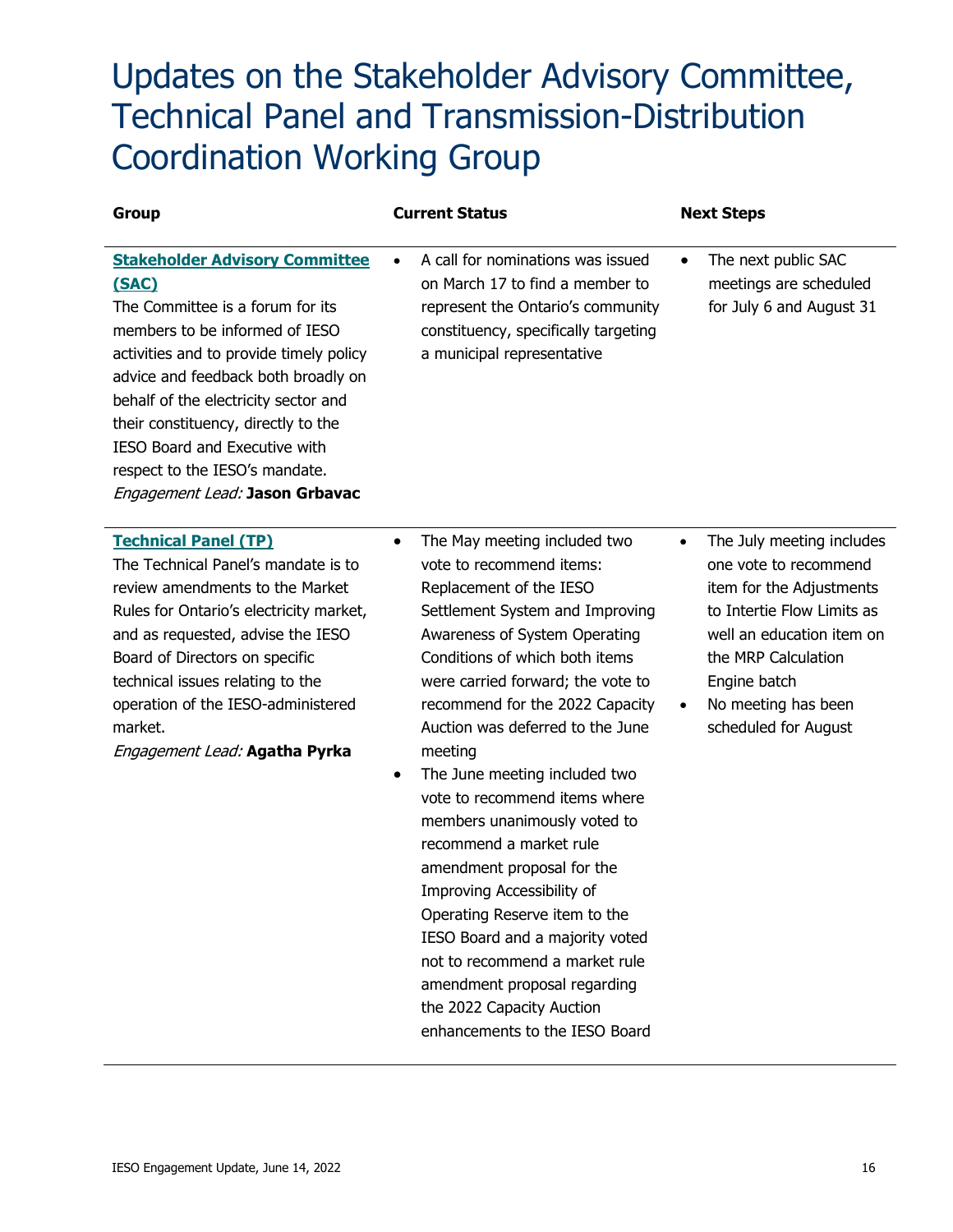# Updates on the Stakeholder Advisory Committee, Technical Panel and Transmission-Distribution Coordination Working Group

| Group | Current Status | Next Steps |
|---|---|---|
| **Stakeholder Advisory Committee (SAC)**<br>The Committee is a forum for its members to be informed of IESO activities and to provide timely policy advice and feedback both broadly on behalf of the electricity sector and their constituency, directly to the IESO Board and Executive with respect to the IESO's mandate.<br>*Engagement Lead:* **Jason Grbavac** | • A call for nominations was issued on March 17 to find a member to represent the Ontario's community constituency, specifically targeting a municipal representative | • The next public SAC meetings are scheduled for July 6 and August 31 |
| **Technical Panel (TP)**<br>The Technical Panel's mandate is to review amendments to the Market Rules for Ontario's electricity market, and as requested, advise the IESO Board of Directors on specific technical issues relating to the operation of the IESO-administered market.<br>*Engagement Lead:* **Agatha Pyrka** | • The May meeting included two vote to recommend items: Replacement of the IESO Settlement System and Improving Awareness of System Operating Conditions of which both items were carried forward; the vote to recommend for the 2022 Capacity Auction was deferred to the June meeting<br>• The June meeting included two vote to recommend items where members unanimously voted to recommend a market rule amendment proposal for the Improving Accessibility of Operating Reserve item to the IESO Board and a majority voted not to recommend a market rule amendment proposal regarding the 2022 Capacity Auction enhancements to the IESO Board | • The July meeting includes one vote to recommend item for the Adjustments to Intertie Flow Limits as well an education item on the MRP Calculation Engine batch<br>• No meeting has been scheduled for August |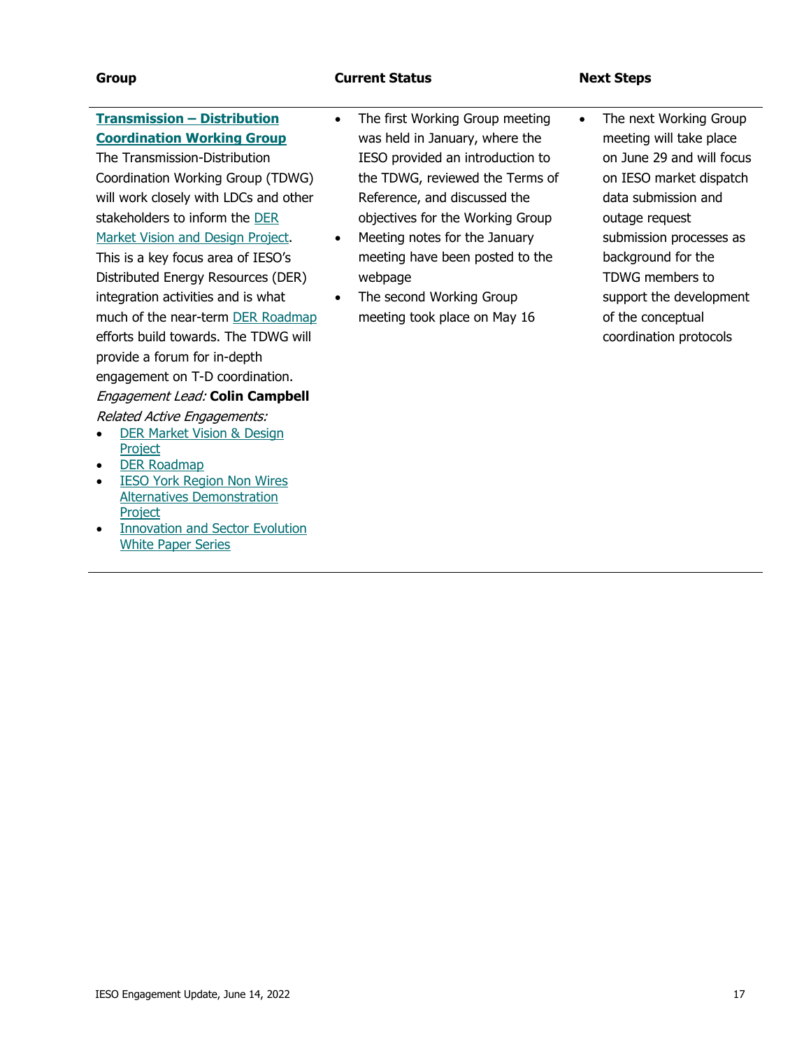| Group | Current Status | Next Steps |
| --- | --- | --- |
| **Transmission – Distribution Coordination Working Group**<br>The Transmission-Distribution Coordination Working Group (TDWG) will work closely with LDCs and other stakeholders to inform the DER Market Vision and Design Project. This is a key focus area of IESO's Distributed Energy Resources (DER) integration activities and is what much of the near-term DER Roadmap efforts build towards. The TDWG will provide a forum for in-depth engagement on T-D coordination.<br>*Engagement Lead:* **Colin Campbell**<br>*Related Active Engagements:*<br>• DER Market Vision & Design Project<br>• DER Roadmap<br>• IESO York Region Non Wires Alternatives Demonstration Project<br>• Innovation and Sector Evolution White Paper Series | • The first Working Group meeting was held in January, where the IESO provided an introduction to the TDWG, reviewed the Terms of Reference, and discussed the objectives for the Working Group<br>• Meeting notes for the January meeting have been posted to the webpage<br>• The second Working Group meeting took place on May 16 | • The next Working Group meeting will take place on June 29 and will focus on IESO market dispatch data submission and outage request submission processes as background for the TDWG members to support the development of the conceptual coordination protocols |